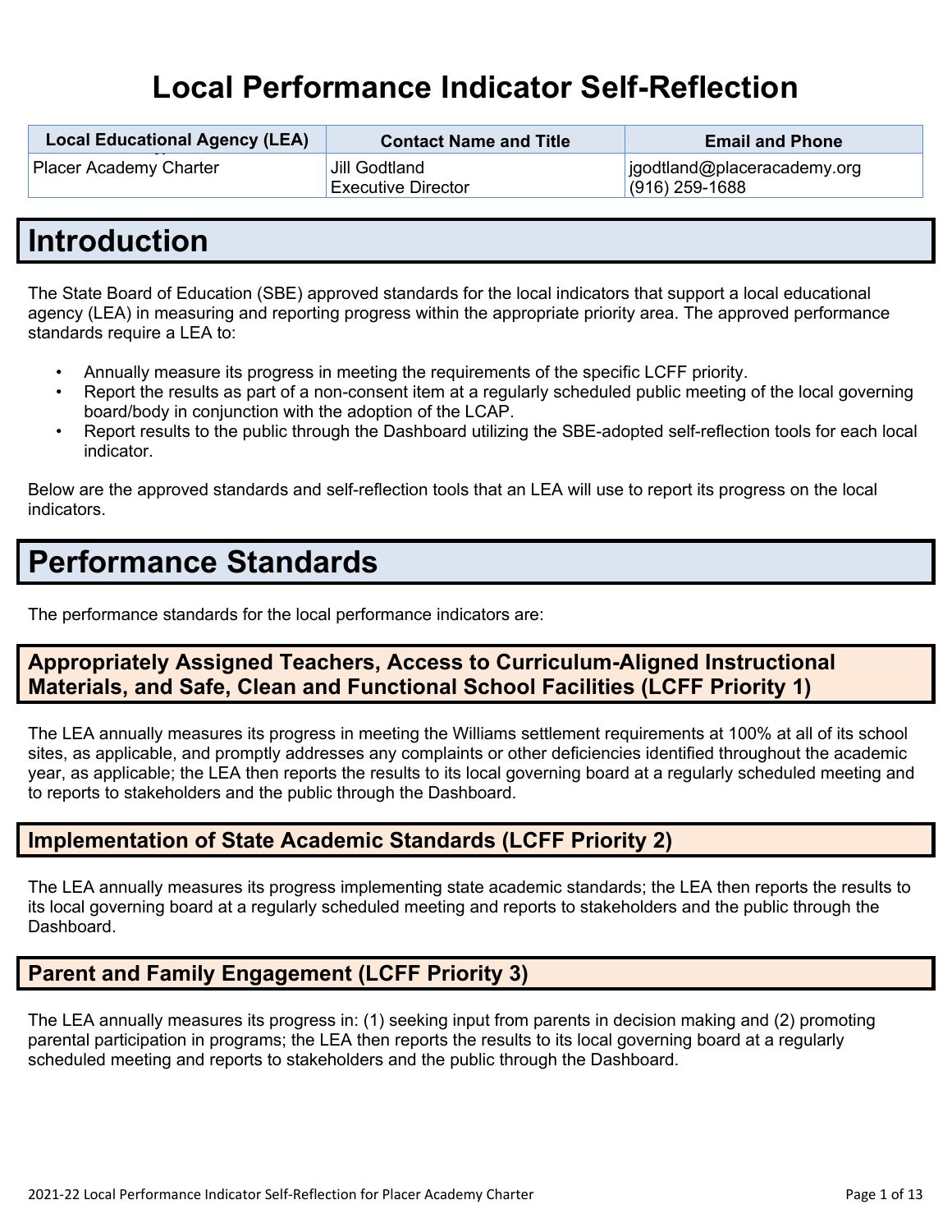# Local Performance Indicator Self-Reflection

| Local Educational Agency (LEA) | Contact Name and Title | Email and Phone |
|---|---|---|
| Placer Academy Charter | Jill Godtland<br>Executive Director | jgodtland@placeracademy.org<br>(916) 259-1688 |

# Introduction

The State Board of Education (SBE) approved standards for the local indicators that support a local educational agency (LEA) in measuring and reporting progress within the appropriate priority area. The approved performance standards require a LEA to:

- Annually measure its progress in meeting the requirements of the specific LCFF priority.
- Report the results as part of a non-consent item at a regularly scheduled public meeting of the local governing board/body in conjunction with the adoption of the LCAP.
- Report results to the public through the Dashboard utilizing the SBE-adopted self-reflection tools for each local indicator.

Below are the approved standards and self-reflection tools that an LEA will use to report its progress on the local indicators.

# Performance Standards

The performance standards for the local performance indicators are:

## Appropriately Assigned Teachers, Access to Curriculum-Aligned Instructional Materials, and Safe, Clean and Functional School Facilities (LCFF Priority 1)

The LEA annually measures its progress in meeting the Williams settlement requirements at 100% at all of its school sites, as applicable, and promptly addresses any complaints or other deficiencies identified throughout the academic year, as applicable; the LEA then reports the results to its local governing board at a regularly scheduled meeting and to reports to stakeholders and the public through the Dashboard.

## Implementation of State Academic Standards (LCFF Priority 2)

The LEA annually measures its progress implementing state academic standards; the LEA then reports the results to its local governing board at a regularly scheduled meeting and reports to stakeholders and the public through the Dashboard.

## Parent and Family Engagement (LCFF Priority 3)

The LEA annually measures its progress in: (1) seeking input from parents in decision making and (2) promoting parental participation in programs; the LEA then reports the results to its local governing board at a regularly scheduled meeting and reports to stakeholders and the public through the Dashboard.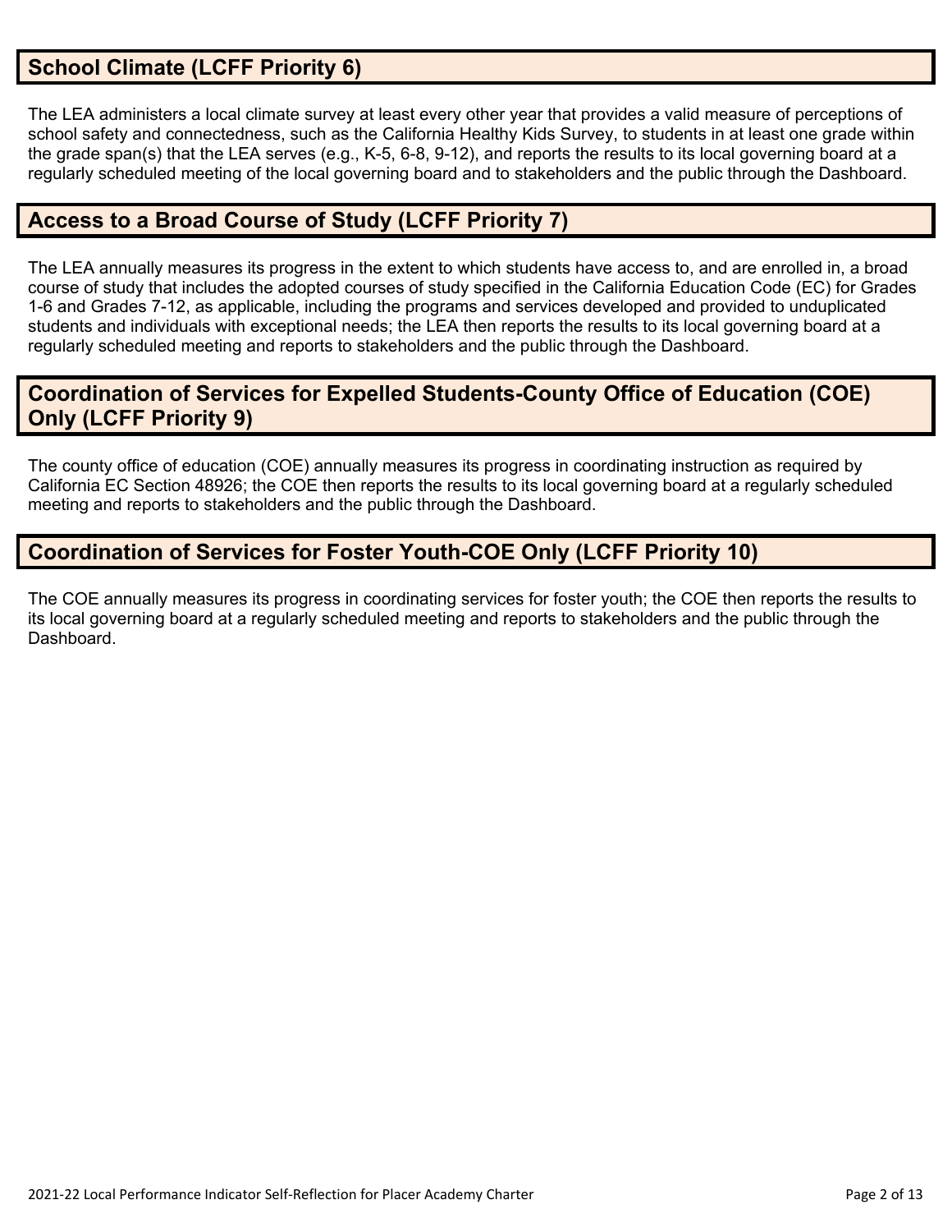## School Climate (LCFF Priority 6)

The LEA administers a local climate survey at least every other year that provides a valid measure of perceptions of school safety and connectedness, such as the California Healthy Kids Survey, to students in at least one grade within the grade span(s) that the LEA serves (e.g., K-5, 6-8, 9-12), and reports the results to its local governing board at a regularly scheduled meeting of the local governing board and to stakeholders and the public through the Dashboard.

## Access to a Broad Course of Study (LCFF Priority 7)

The LEA annually measures its progress in the extent to which students have access to, and are enrolled in, a broad course of study that includes the adopted courses of study specified in the California Education Code (EC) for Grades 1-6 and Grades 7-12, as applicable, including the programs and services developed and provided to unduplicated students and individuals with exceptional needs; the LEA then reports the results to its local governing board at a regularly scheduled meeting and reports to stakeholders and the public through the Dashboard.

## Coordination of Services for Expelled Students-County Office of Education (COE) Only (LCFF Priority 9)

The county office of education (COE) annually measures its progress in coordinating instruction as required by California EC Section 48926; the COE then reports the results to its local governing board at a regularly scheduled meeting and reports to stakeholders and the public through the Dashboard.

## Coordination of Services for Foster Youth-COE Only (LCFF Priority 10)

The COE annually measures its progress in coordinating services for foster youth; the COE then reports the results to its local governing board at a regularly scheduled meeting and reports to stakeholders and the public through the Dashboard.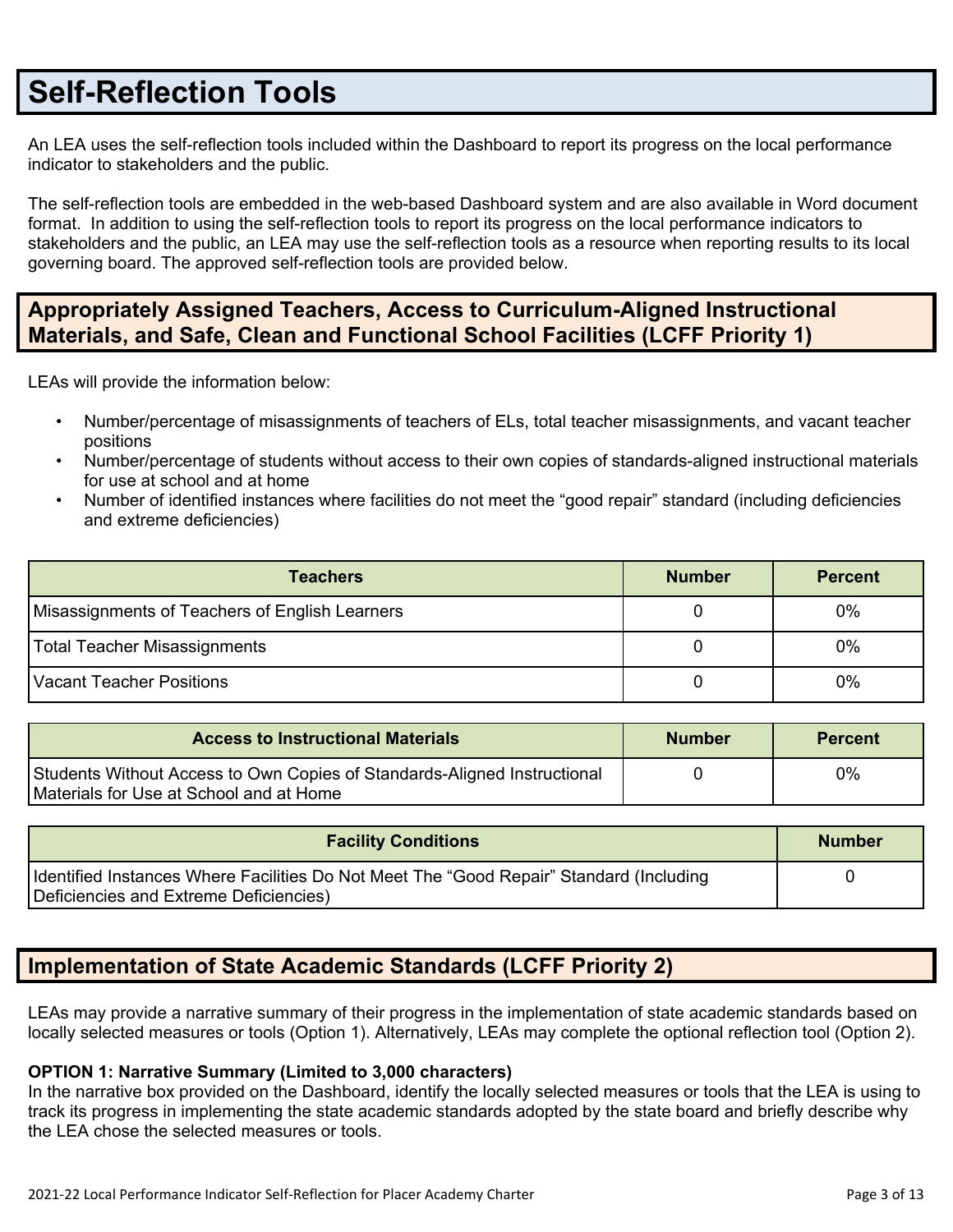# Self-Reflection Tools

An LEA uses the self-reflection tools included within the Dashboard to report its progress on the local performance indicator to stakeholders and the public.

The self-reflection tools are embedded in the web-based Dashboard system and are also available in Word document format. In addition to using the self-reflection tools to report its progress on the local performance indicators to stakeholders and the public, an LEA may use the self-reflection tools as a resource when reporting results to its local governing board. The approved self-reflection tools are provided below.

## Appropriately Assigned Teachers, Access to Curriculum-Aligned Instructional Materials, and Safe, Clean and Functional School Facilities (LCFF Priority 1)

LEAs will provide the information below:

- Number/percentage of misassignments of teachers of ELs, total teacher misassignments, and vacant teacher positions
- Number/percentage of students without access to their own copies of standards-aligned instructional materials for use at school and at home
- Number of identified instances where facilities do not meet the “good repair” standard (including deficiencies and extreme deficiencies)

| Teachers | Number | Percent |
|---|---|---|
| Misassignments of Teachers of English Learners | 0 | 0% |
| Total Teacher Misassignments | 0 | 0% |
| Vacant Teacher Positions | 0 | 0% |

| Access to Instructional Materials | Number | Percent |
|---|---|---|
| Students Without Access to Own Copies of Standards-Aligned Instructional Materials for Use at School and at Home | 0 | 0% |

| Facility Conditions | Number |
|---|---|
| Identified Instances Where Facilities Do Not Meet The “Good Repair” Standard (Including Deficiencies and Extreme Deficiencies) | 0 |

## Implementation of State Academic Standards (LCFF Priority 2)

LEAs may provide a narrative summary of their progress in the implementation of state academic standards based on locally selected measures or tools (Option 1). Alternatively, LEAs may complete the optional reflection tool (Option 2).

**OPTION 1: Narrative Summary (Limited to 3,000 characters)**

In the narrative box provided on the Dashboard, identify the locally selected measures or tools that the LEA is using to track its progress in implementing the state academic standards adopted by the state board and briefly describe why the LEA chose the selected measures or tools.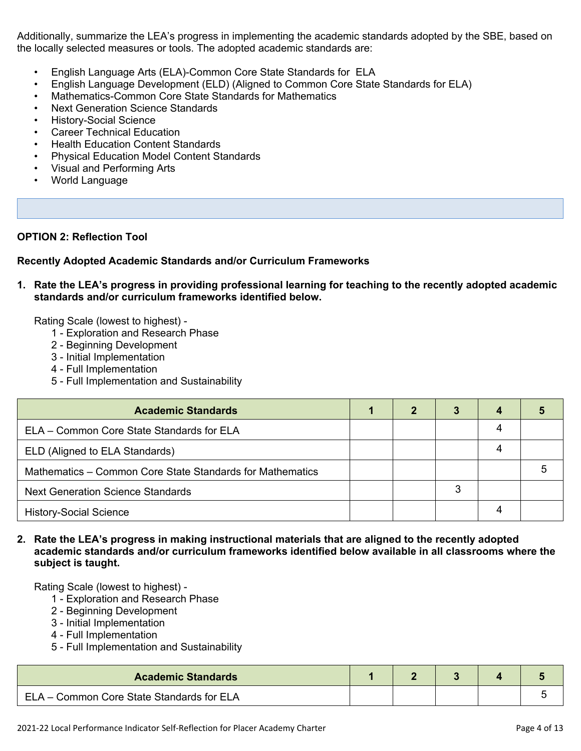Additionally, summarize the LEA's progress in implementing the academic standards adopted by the SBE, based on the locally selected measures or tools. The adopted academic standards are:

- English Language Arts (ELA)-Common Core State Standards for ELA
- English Language Development (ELD) (Aligned to Common Core State Standards for ELA)
- Mathematics-Common Core State Standards for Mathematics
- Next Generation Science Standards
- History-Social Science
- Career Technical Education
- Health Education Content Standards
- Physical Education Model Content Standards
- Visual and Performing Arts
- World Language

**OPTION 2: Reflection Tool**

**Recently Adopted Academic Standards and/or Curriculum Frameworks**

1. **Rate the LEA's progress in providing professional learning for teaching to the recently adopted academic standards and/or curriculum frameworks identified below.**

   Rating Scale (lowest to highest) -
   1 - Exploration and Research Phase
   2 - Beginning Development
   3 - Initial Implementation
   4 - Full Implementation
   5 - Full Implementation and Sustainability

| Academic Standards | 1 | 2 | 3 | 4 | 5 |
|---|---|---|---|---|---|
| ELA – Common Core State Standards for ELA | | | | 4 | |
| ELD (Aligned to ELA Standards) | | | | 4 | |
| Mathematics – Common Core State Standards for Mathematics | | | | | 5 |
| Next Generation Science Standards | | | 3 | | |
| History-Social Science | | | | 4 | |

2. **Rate the LEA's progress in making instructional materials that are aligned to the recently adopted academic standards and/or curriculum frameworks identified below available in all classrooms where the subject is taught.**

   Rating Scale (lowest to highest) -
   1 - Exploration and Research Phase
   2 - Beginning Development
   3 - Initial Implementation
   4 - Full Implementation
   5 - Full Implementation and Sustainability

| Academic Standards | 1 | 2 | 3 | 4 | 5 |
|---|---|---|---|---|---|
| ELA – Common Core State Standards for ELA | | | | | 5 |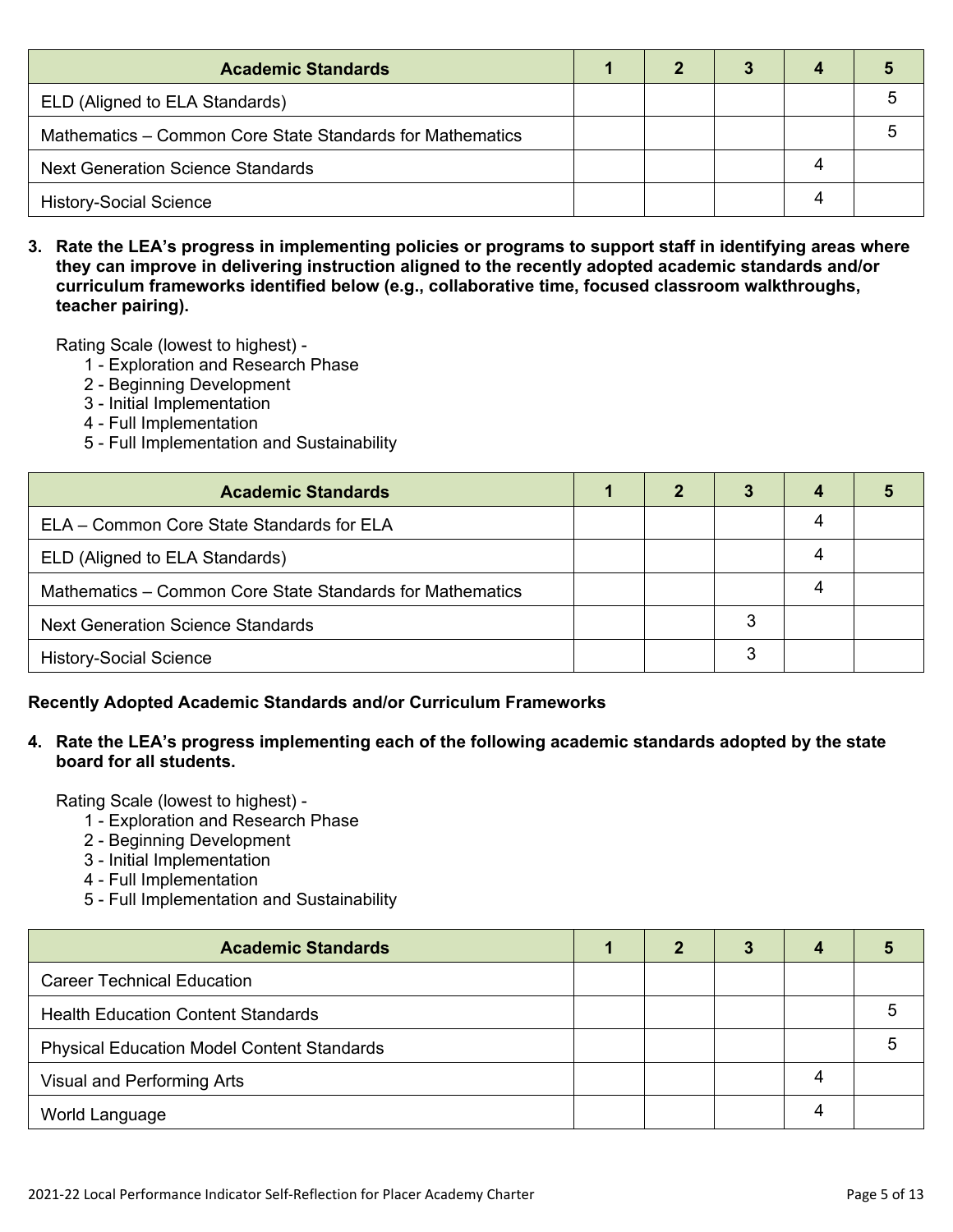| Academic Standards | 1 | 2 | 3 | 4 | 5 |
| --- | --- | --- | --- | --- | --- |
| ELD (Aligned to ELA Standards) | | | | | 5 |
| Mathematics – Common Core State Standards for Mathematics | | | | | 5 |
| Next Generation Science Standards | | | | 4 | |
| History-Social Science | | | | 4 | |

3. **Rate the LEA's progress in implementing policies or programs to support staff in identifying areas where they can improve in delivering instruction aligned to the recently adopted academic standards and/or curriculum frameworks identified below (e.g., collaborative time, focused classroom walkthroughs, teacher pairing).**

   Rating Scale (lowest to highest) -
   - 1 - Exploration and Research Phase
   - 2 - Beginning Development
   - 3 - Initial Implementation
   - 4 - Full Implementation
   - 5 - Full Implementation and Sustainability

| Academic Standards | 1 | 2 | 3 | 4 | 5 |
| --- | --- | --- | --- | --- | --- |
| ELA – Common Core State Standards for ELA | | | | 4 | |
| ELD (Aligned to ELA Standards) | | | | 4 | |
| Mathematics – Common Core State Standards for Mathematics | | | | 4 | |
| Next Generation Science Standards | | | 3 | | |
| History-Social Science | | | 3 | | |

**Recently Adopted Academic Standards and/or Curriculum Frameworks**

4. **Rate the LEA's progress implementing each of the following academic standards adopted by the state board for all students.**

   Rating Scale (lowest to highest) -
   - 1 - Exploration and Research Phase
   - 2 - Beginning Development
   - 3 - Initial Implementation
   - 4 - Full Implementation
   - 5 - Full Implementation and Sustainability

| Academic Standards | 1 | 2 | 3 | 4 | 5 |
| --- | --- | --- | --- | --- | --- |
| Career Technical Education | | | | | |
| Health Education Content Standards | | | | | 5 |
| Physical Education Model Content Standards | | | | | 5 |
| Visual and Performing Arts | | | | 4 | |
| World Language | | | | 4 | |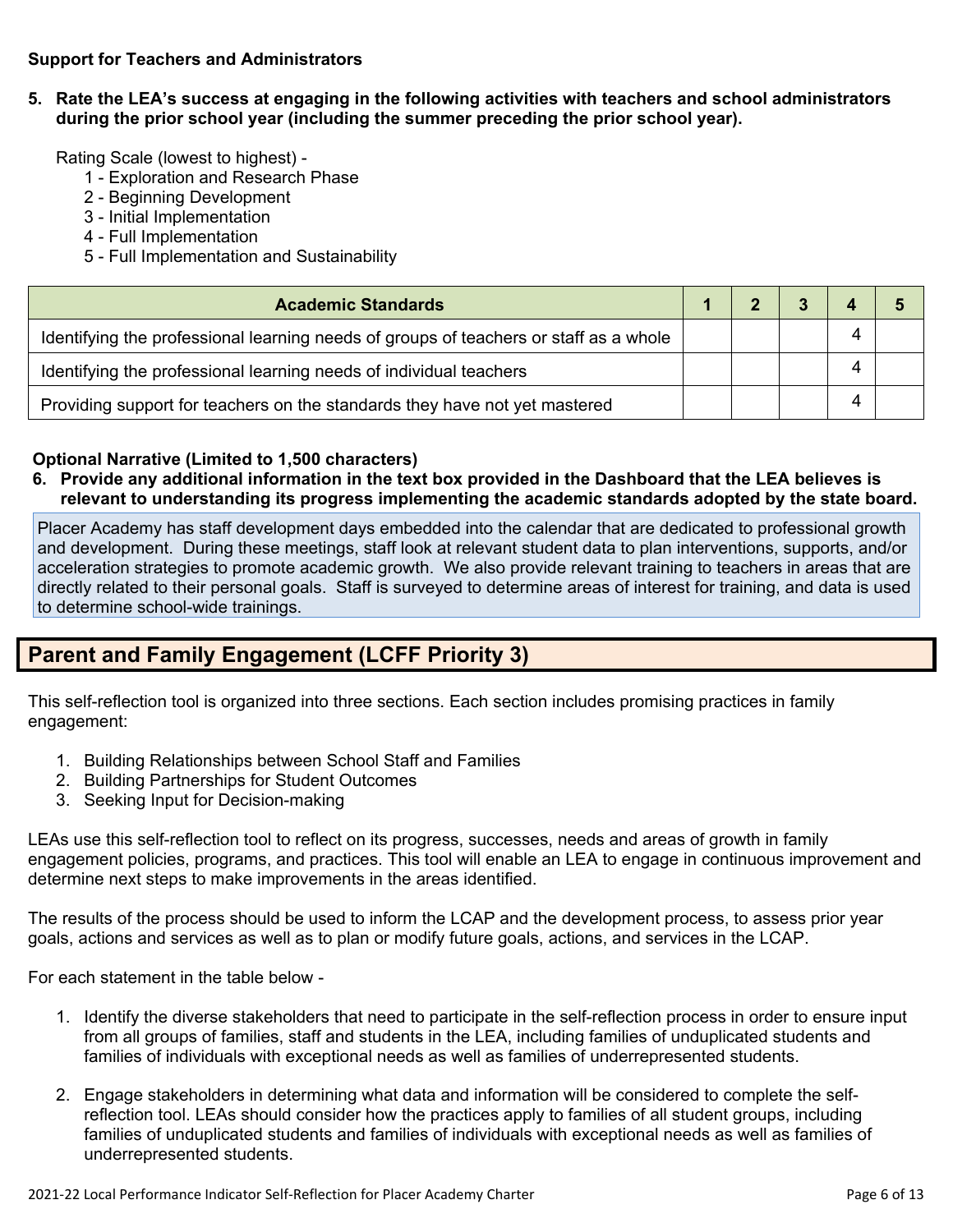**Support for Teachers and Administrators**

**5. Rate the LEA's success at engaging in the following activities with teachers and school administrators during the prior school year (including the summer preceding the prior school year).**

Rating Scale (lowest to highest) -

1 - Exploration and Research Phase
2 - Beginning Development
3 - Initial Implementation
4 - Full Implementation
5 - Full Implementation and Sustainability

| Academic Standards | 1 | 2 | 3 | 4 | 5 |
|---|---|---|---|---|---|
| Identifying the professional learning needs of groups of teachers or staff as a whole | | | | 4 | |
| Identifying the professional learning needs of individual teachers | | | | 4 | |
| Providing support for teachers on the standards they have not yet mastered | | | | 4 | |

**Optional Narrative (Limited to 1,500 characters)**

**6. Provide any additional information in the text box provided in the Dashboard that the LEA believes is relevant to understanding its progress implementing the academic standards adopted by the state board.**

Placer Academy has staff development days embedded into the calendar that are dedicated to professional growth and development. During these meetings, staff look at relevant student data to plan interventions, supports, and/or acceleration strategies to promote academic growth. We also provide relevant training to teachers in areas that are directly related to their personal goals. Staff is surveyed to determine areas of interest for training, and data is used to determine school-wide trainings.

## Parent and Family Engagement (LCFF Priority 3)

This self-reflection tool is organized into three sections. Each section includes promising practices in family engagement:

1. Building Relationships between School Staff and Families
2. Building Partnerships for Student Outcomes
3. Seeking Input for Decision-making

LEAs use this self-reflection tool to reflect on its progress, successes, needs and areas of growth in family engagement policies, programs, and practices. This tool will enable an LEA to engage in continuous improvement and determine next steps to make improvements in the areas identified.

The results of the process should be used to inform the LCAP and the development process, to assess prior year goals, actions and services as well as to plan or modify future goals, actions, and services in the LCAP.

For each statement in the table below -

1. Identify the diverse stakeholders that need to participate in the self-reflection process in order to ensure input from all groups of families, staff and students in the LEA, including families of unduplicated students and families of individuals with exceptional needs as well as families of underrepresented students.

2. Engage stakeholders in determining what data and information will be considered to complete the self-reflection tool. LEAs should consider how the practices apply to families of all student groups, including families of unduplicated students and families of individuals with exceptional needs as well as families of underrepresented students.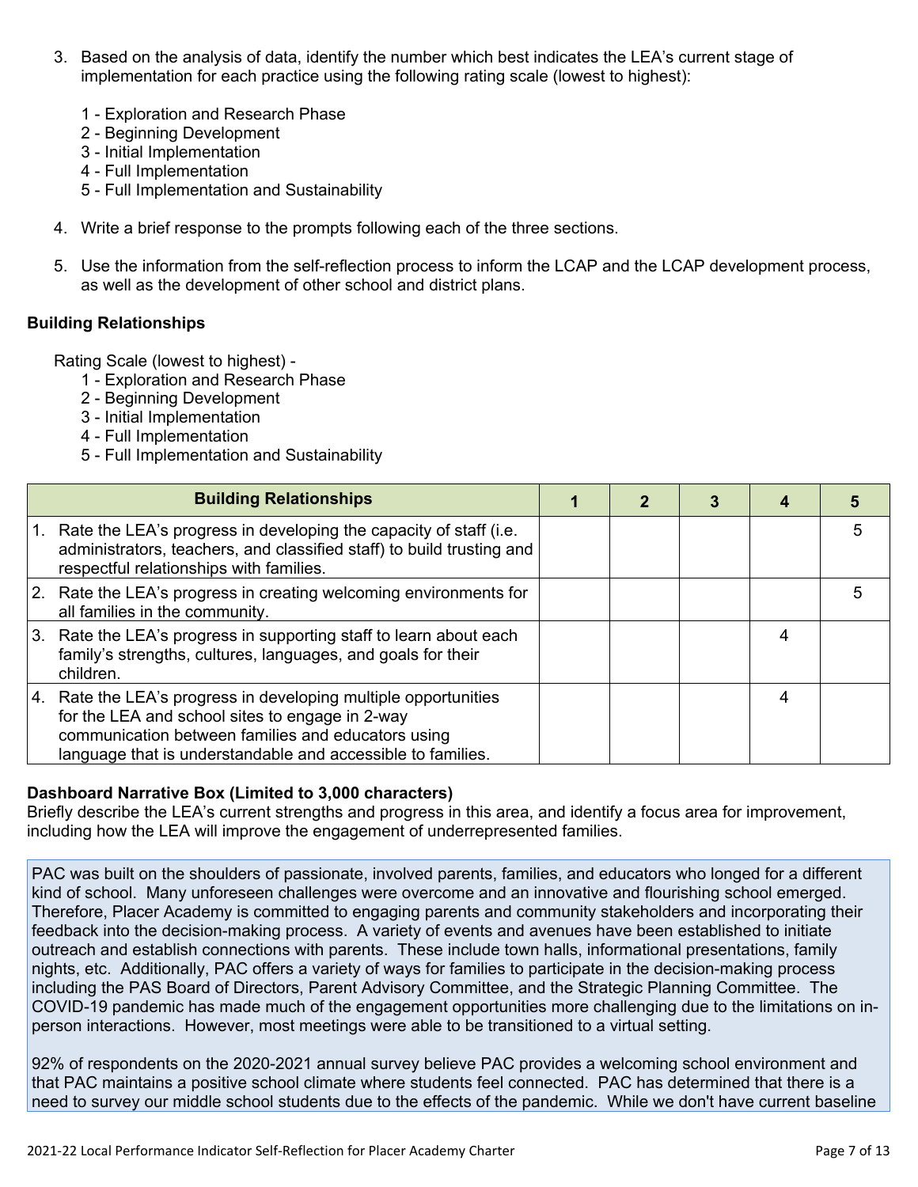3. Based on the analysis of data, identify the number which best indicates the LEA's current stage of implementation for each practice using the following rating scale (lowest to highest):

   1 - Exploration and Research Phase
   2 - Beginning Development
   3 - Initial Implementation
   4 - Full Implementation
   5 - Full Implementation and Sustainability

4. Write a brief response to the prompts following each of the three sections.

5. Use the information from the self-reflection process to inform the LCAP and the LCAP development process, as well as the development of other school and district plans.

**Building Relationships**

Rating Scale (lowest to highest) -
1 - Exploration and Research Phase
2 - Beginning Development
3 - Initial Implementation
4 - Full Implementation
5 - Full Implementation and Sustainability

| Building Relationships | 1 | 2 | 3 | 4 | 5 |
|---|---|---|---|---|---|
| 1. Rate the LEA's progress in developing the capacity of staff (i.e. administrators, teachers, and classified staff) to build trusting and respectful relationships with families. | | | | | 5 |
| 2. Rate the LEA's progress in creating welcoming environments for all families in the community. | | | | | 5 |
| 3. Rate the LEA's progress in supporting staff to learn about each family's strengths, cultures, languages, and goals for their children. | | | | 4 | |
| 4. Rate the LEA's progress in developing multiple opportunities for the LEA and school sites to engage in 2-way communication between families and educators using language that is understandable and accessible to families. | | | | 4 | |

**Dashboard Narrative Box (Limited to 3,000 characters)**
Briefly describe the LEA's current strengths and progress in this area, and identify a focus area for improvement, including how the LEA will improve the engagement of underrepresented families.

PAC was built on the shoulders of passionate, involved parents, families, and educators who longed for a different kind of school. Many unforeseen challenges were overcome and an innovative and flourishing school emerged. Therefore, Placer Academy is committed to engaging parents and community stakeholders and incorporating their feedback into the decision-making process. A variety of events and avenues have been established to initiate outreach and establish connections with parents. These include town halls, informational presentations, family nights, etc. Additionally, PAC offers a variety of ways for families to participate in the decision-making process including the PAS Board of Directors, Parent Advisory Committee, and the Strategic Planning Committee. The COVID-19 pandemic has made much of the engagement opportunities more challenging due to the limitations on in-person interactions. However, most meetings were able to be transitioned to a virtual setting.

92% of respondents on the 2020-2021 annual survey believe PAC provides a welcoming school environment and that PAC maintains a positive school climate where students feel connected. PAC has determined that there is a need to survey our middle school students due to the effects of the pandemic. While we don't have current baseline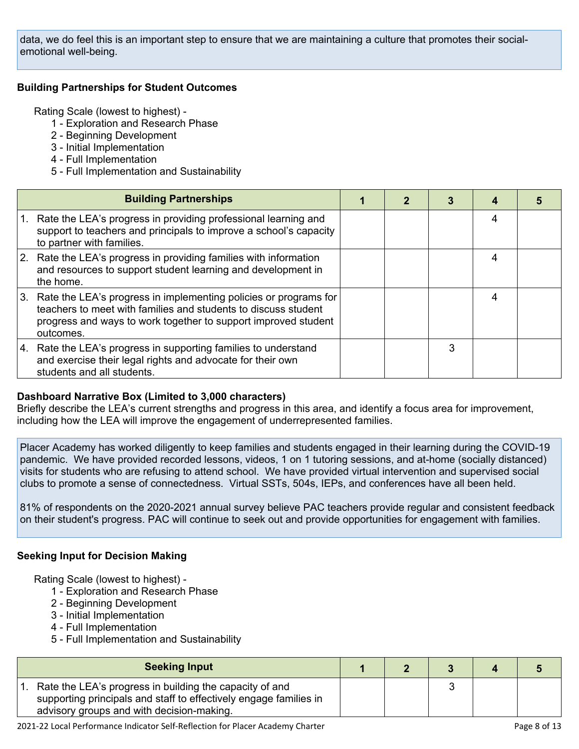data, we do feel this is an important step to ensure that we are maintaining a culture that promotes their social-emotional well-being.

### Building Partnerships for Student Outcomes

Rating Scale (lowest to highest) -

1 - Exploration and Research Phase
2 - Beginning Development
3 - Initial Implementation
4 - Full Implementation
5 - Full Implementation and Sustainability

| Building Partnerships | 1 | 2 | 3 | 4 | 5 |
|---|---|---|---|---|---|
| 1. Rate the LEA's progress in providing professional learning and support to teachers and principals to improve a school's capacity to partner with families. | | | | 4 | |
| 2. Rate the LEA's progress in providing families with information and resources to support student learning and development in the home. | | | | 4 | |
| 3. Rate the LEA's progress in implementing policies or programs for teachers to meet with families and students to discuss student progress and ways to work together to support improved student outcomes. | | | | 4 | |
| 4. Rate the LEA's progress in supporting families to understand and exercise their legal rights and advocate for their own students and all students. | | | 3 | | |

**Dashboard Narrative Box (Limited to 3,000 characters)**
Briefly describe the LEA's current strengths and progress in this area, and identify a focus area for improvement, including how the LEA will improve the engagement of underrepresented families.

Placer Academy has worked diligently to keep families and students engaged in their learning during the COVID-19 pandemic. We have provided recorded lessons, videos, 1 on 1 tutoring sessions, and at-home (socially distanced) visits for students who are refusing to attend school. We have provided virtual intervention and supervised social clubs to promote a sense of connectedness. Virtual SSTs, 504s, IEPs, and conferences have all been held.

81% of respondents on the 2020-2021 annual survey believe PAC teachers provide regular and consistent feedback on their student's progress. PAC will continue to seek out and provide opportunities for engagement with families.

### Seeking Input for Decision Making

Rating Scale (lowest to highest) -

1 - Exploration and Research Phase
2 - Beginning Development
3 - Initial Implementation
4 - Full Implementation
5 - Full Implementation and Sustainability

| Seeking Input | 1 | 2 | 3 | 4 | 5 |
|---|---|---|---|---|---|
| 1. Rate the LEA's progress in building the capacity of and supporting principals and staff to effectively engage families in advisory groups and with decision-making. | | | 3 | | |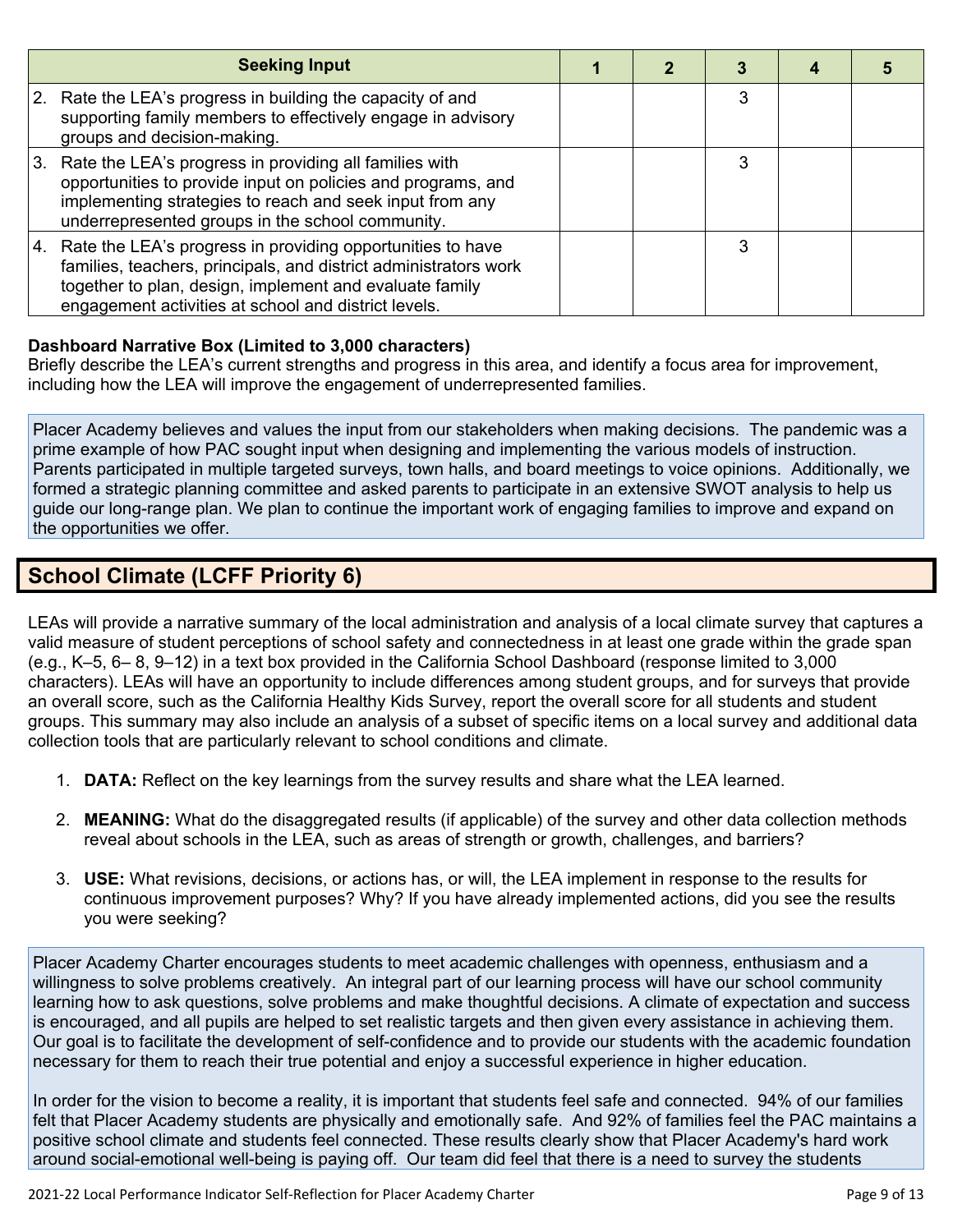| Seeking Input | 1 | 2 | 3 | 4 | 5 |
|---|---|---|---|---|---|
| 2. Rate the LEA's progress in building the capacity of and supporting family members to effectively engage in advisory groups and decision-making. | | | 3 | | |
| 3. Rate the LEA's progress in providing all families with opportunities to provide input on policies and programs, and implementing strategies to reach and seek input from any underrepresented groups in the school community. | | | 3 | | |
| 4. Rate the LEA's progress in providing opportunities to have families, teachers, principals, and district administrators work together to plan, design, implement and evaluate family engagement activities at school and district levels. | | | 3 | | |

**Dashboard Narrative Box (Limited to 3,000 characters)**
Briefly describe the LEA's current strengths and progress in this area, and identify a focus area for improvement, including how the LEA will improve the engagement of underrepresented families.

Placer Academy believes and values the input from our stakeholders when making decisions. The pandemic was a prime example of how PAC sought input when designing and implementing the various models of instruction. Parents participated in multiple targeted surveys, town halls, and board meetings to voice opinions. Additionally, we formed a strategic planning committee and asked parents to participate in an extensive SWOT analysis to help us guide our long-range plan. We plan to continue the important work of engaging families to improve and expand on the opportunities we offer.

## School Climate (LCFF Priority 6)

LEAs will provide a narrative summary of the local administration and analysis of a local climate survey that captures a valid measure of student perceptions of school safety and connectedness in at least one grade within the grade span (e.g., K–5, 6– 8, 9–12) in a text box provided in the California School Dashboard (response limited to 3,000 characters). LEAs will have an opportunity to include differences among student groups, and for surveys that provide an overall score, such as the California Healthy Kids Survey, report the overall score for all students and student groups. This summary may also include an analysis of a subset of specific items on a local survey and additional data collection tools that are particularly relevant to school conditions and climate.

1. **DATA:** Reflect on the key learnings from the survey results and share what the LEA learned.
2. **MEANING:** What do the disaggregated results (if applicable) of the survey and other data collection methods reveal about schools in the LEA, such as areas of strength or growth, challenges, and barriers?
3. **USE:** What revisions, decisions, or actions has, or will, the LEA implement in response to the results for continuous improvement purposes? Why? If you have already implemented actions, did you see the results you were seeking?

Placer Academy Charter encourages students to meet academic challenges with openness, enthusiasm and a willingness to solve problems creatively. An integral part of our learning process will have our school community learning how to ask questions, solve problems and make thoughtful decisions. A climate of expectation and success is encouraged, and all pupils are helped to set realistic targets and then given every assistance in achieving them. Our goal is to facilitate the development of self-confidence and to provide our students with the academic foundation necessary for them to reach their true potential and enjoy a successful experience in higher education.

In order for the vision to become a reality, it is important that students feel safe and connected. 94% of our families felt that Placer Academy students are physically and emotionally safe. And 92% of families feel the PAC maintains a positive school climate and students feel connected. These results clearly show that Placer Academy's hard work around social-emotional well-being is paying off. Our team did feel that there is a need to survey the students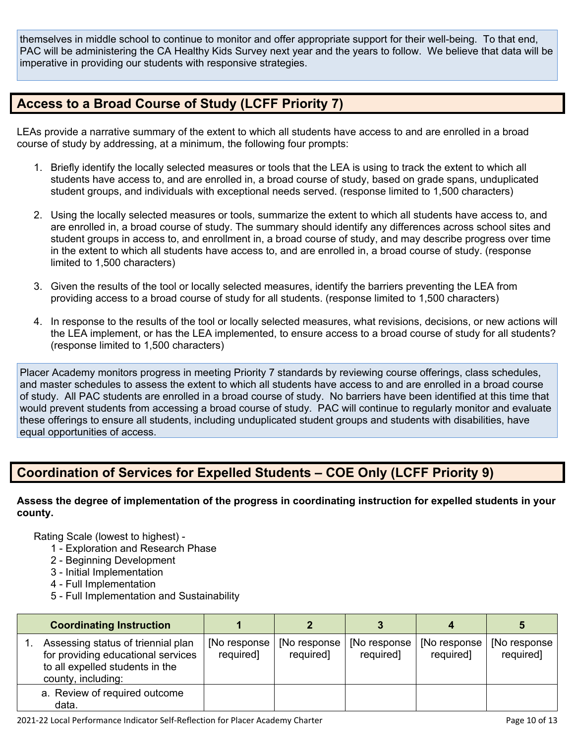themselves in middle school to continue to monitor and offer appropriate support for their well-being. To that end, PAC will be administering the CA Healthy Kids Survey next year and the years to follow. We believe that data will be imperative in providing our students with responsive strategies.

## Access to a Broad Course of Study (LCFF Priority 7)

LEAs provide a narrative summary of the extent to which all students have access to and are enrolled in a broad course of study by addressing, at a minimum, the following four prompts:

1. Briefly identify the locally selected measures or tools that the LEA is using to track the extent to which all students have access to, and are enrolled in, a broad course of study, based on grade spans, unduplicated student groups, and individuals with exceptional needs served. (response limited to 1,500 characters)

2. Using the locally selected measures or tools, summarize the extent to which all students have access to, and are enrolled in, a broad course of study. The summary should identify any differences across school sites and student groups in access to, and enrollment in, a broad course of study, and may describe progress over time in the extent to which all students have access to, and are enrolled in, a broad course of study. (response limited to 1,500 characters)

3. Given the results of the tool or locally selected measures, identify the barriers preventing the LEA from providing access to a broad course of study for all students. (response limited to 1,500 characters)

4. In response to the results of the tool or locally selected measures, what revisions, decisions, or new actions will the LEA implement, or has the LEA implemented, to ensure access to a broad course of study for all students? (response limited to 1,500 characters)

Placer Academy monitors progress in meeting Priority 7 standards by reviewing course offerings, class schedules, and master schedules to assess the extent to which all students have access to and are enrolled in a broad course of study. All PAC students are enrolled in a broad course of study. No barriers have been identified at this time that would prevent students from accessing a broad course of study. PAC will continue to regularly monitor and evaluate these offerings to ensure all students, including unduplicated student groups and students with disabilities, have equal opportunities of access.

## Coordination of Services for Expelled Students – COE Only (LCFF Priority 9)

**Assess the degree of implementation of the progress in coordinating instruction for expelled students in your county.**

Rating Scale (lowest to highest) -
1 - Exploration and Research Phase
2 - Beginning Development
3 - Initial Implementation
4 - Full Implementation
5 - Full Implementation and Sustainability

| Coordinating Instruction | 1 | 2 | 3 | 4 | 5 |
|---|---|---|---|---|---|
| 1. Assessing status of triennial plan for providing educational services to all expelled students in the county, including: | [No response required] | [No response required] | [No response required] | [No response required] | [No response required] |
| a. Review of required outcome data. | | | | | |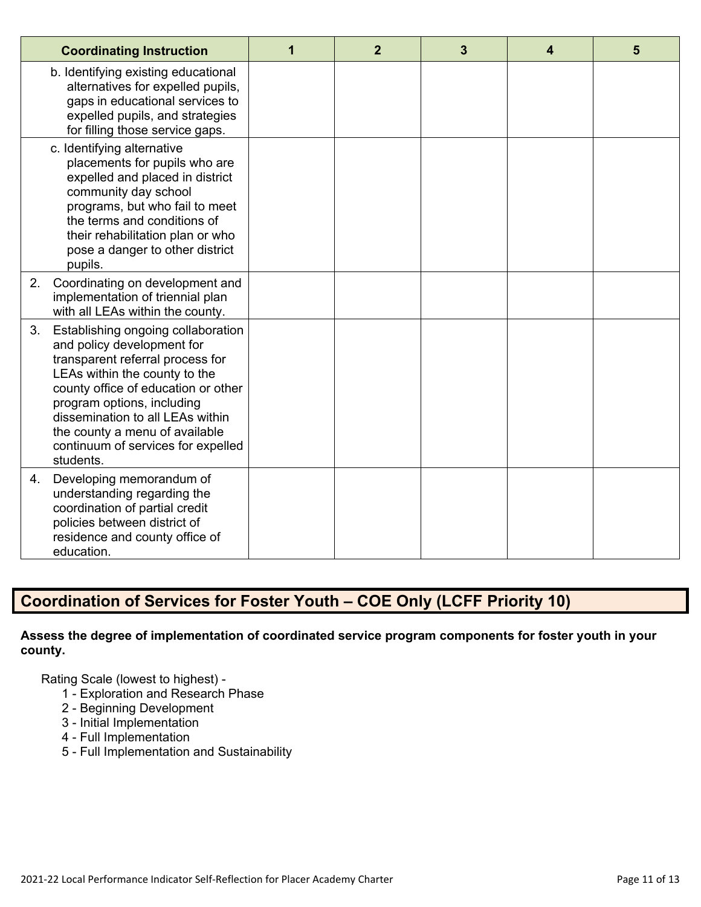| Coordinating Instruction | 1 | 2 | 3 | 4 | 5 |
| --- | --- | --- | --- | --- | --- |
| b. Identifying existing educational alternatives for expelled pupils, gaps in educational services to expelled pupils, and strategies for filling those service gaps. | | | | | |
| c. Identifying alternative placements for pupils who are expelled and placed in district community day school programs, but who fail to meet the terms and conditions of their rehabilitation plan or who pose a danger to other district pupils. | | | | | |
| 2. Coordinating on development and implementation of triennial plan with all LEAs within the county. | | | | | |
| 3. Establishing ongoing collaboration and policy development for transparent referral process for LEAs within the county to the county office of education or other program options, including dissemination to all LEAs within the county a menu of available continuum of services for expelled students. | | | | | |
| 4. Developing memorandum of understanding regarding the coordination of partial credit policies between district of residence and county office of education. | | | | | |

## Coordination of Services for Foster Youth – COE Only (LCFF Priority 10)

**Assess the degree of implementation of coordinated service program components for foster youth in your county.**

Rating Scale (lowest to highest) -

- 1 - Exploration and Research Phase
- 2 - Beginning Development
- 3 - Initial Implementation
- 4 - Full Implementation
- 5 - Full Implementation and Sustainability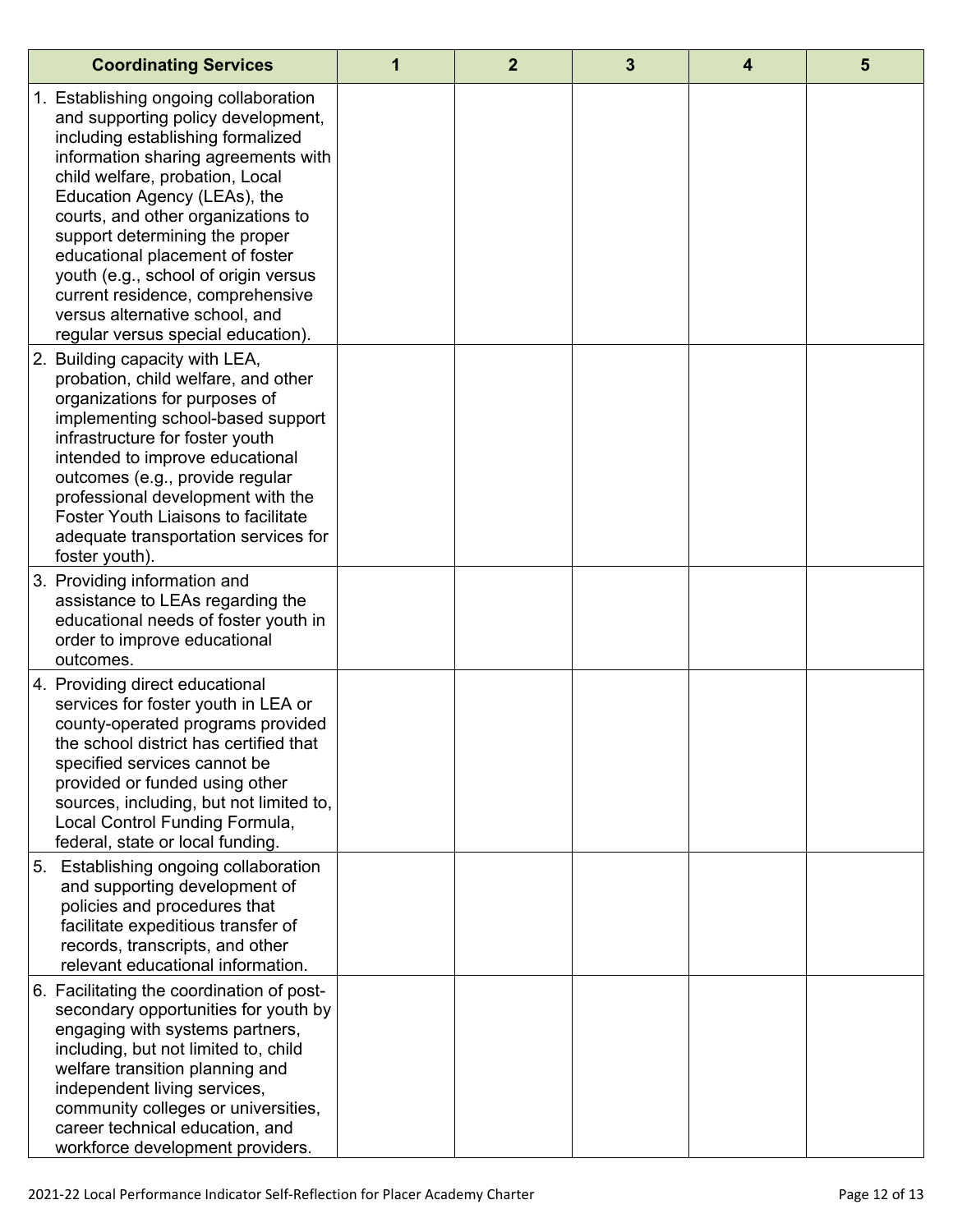| Coordinating Services | 1 | 2 | 3 | 4 | 5 |
|---|---|---|---|---|---|
| 1. Establishing ongoing collaboration and supporting policy development, including establishing formalized information sharing agreements with child welfare, probation, Local Education Agency (LEAs), the courts, and other organizations to support determining the proper educational placement of foster youth (e.g., school of origin versus current residence, comprehensive versus alternative school, and regular versus special education). | | | | | |
| 2. Building capacity with LEA, probation, child welfare, and other organizations for purposes of implementing school-based support infrastructure for foster youth intended to improve educational outcomes (e.g., provide regular professional development with the Foster Youth Liaisons to facilitate adequate transportation services for foster youth). | | | | | |
| 3. Providing information and assistance to LEAs regarding the educational needs of foster youth in order to improve educational outcomes. | | | | | |
| 4. Providing direct educational services for foster youth in LEA or county-operated programs provided the school district has certified that specified services cannot be provided or funded using other sources, including, but not limited to, Local Control Funding Formula, federal, state or local funding. | | | | | |
| 5. Establishing ongoing collaboration and supporting development of policies and procedures that facilitate expeditious transfer of records, transcripts, and other relevant educational information. | | | | | |
| 6. Facilitating the coordination of post-secondary opportunities for youth by engaging with systems partners, including, but not limited to, child welfare transition planning and independent living services, community colleges or universities, career technical education, and workforce development providers. | | | | | |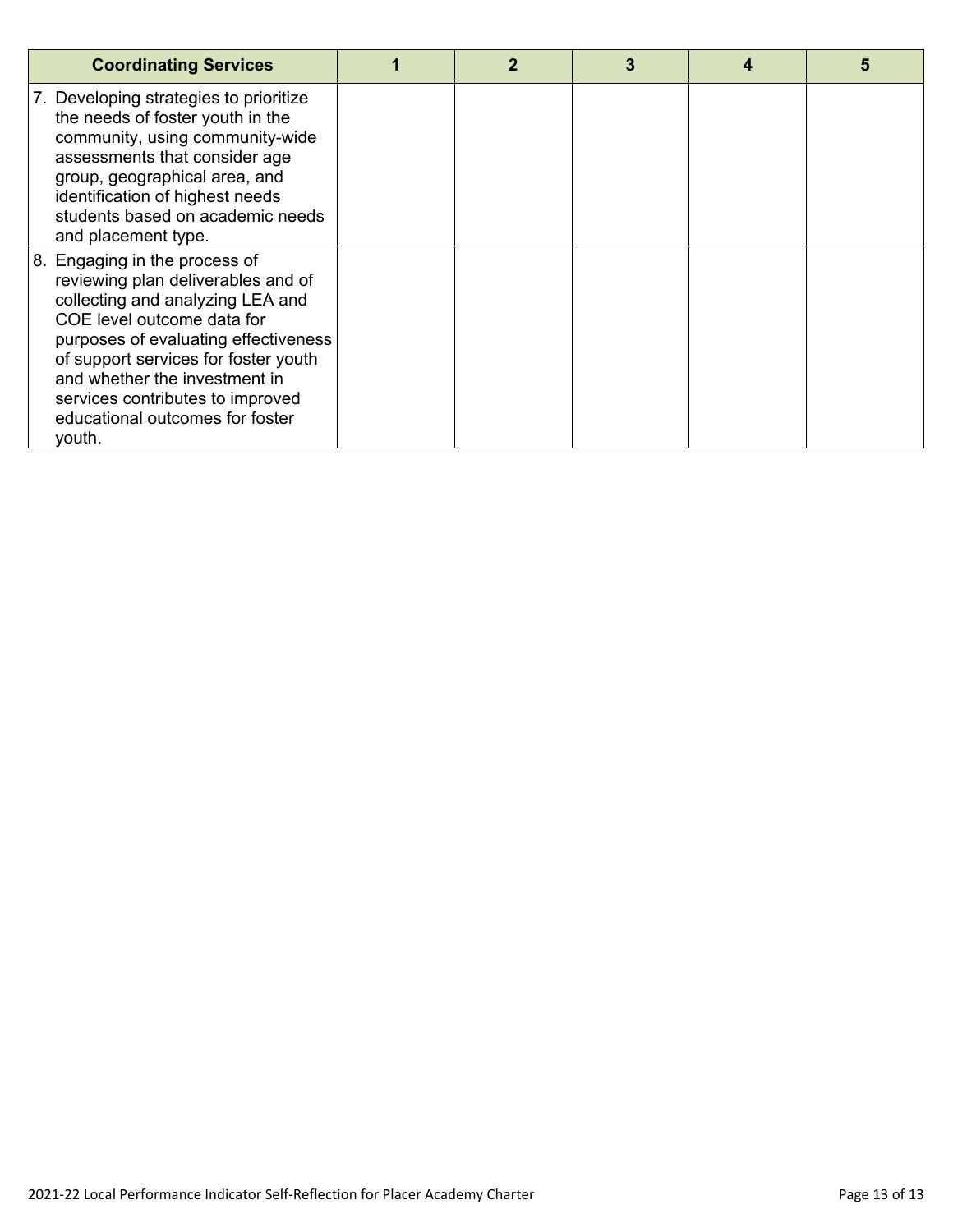| Coordinating Services | 1 | 2 | 3 | 4 | 5 |
| --- | --- | --- | --- | --- | --- |
| 7. Developing strategies to prioritize the needs of foster youth in the community, using community-wide assessments that consider age group, geographical area, and identification of highest needs students based on academic needs and placement type. | | | | | |
| 8. Engaging in the process of reviewing plan deliverables and of collecting and analyzing LEA and COE level outcome data for purposes of evaluating effectiveness of support services for foster youth and whether the investment in services contributes to improved educational outcomes for foster youth. | | | | | |